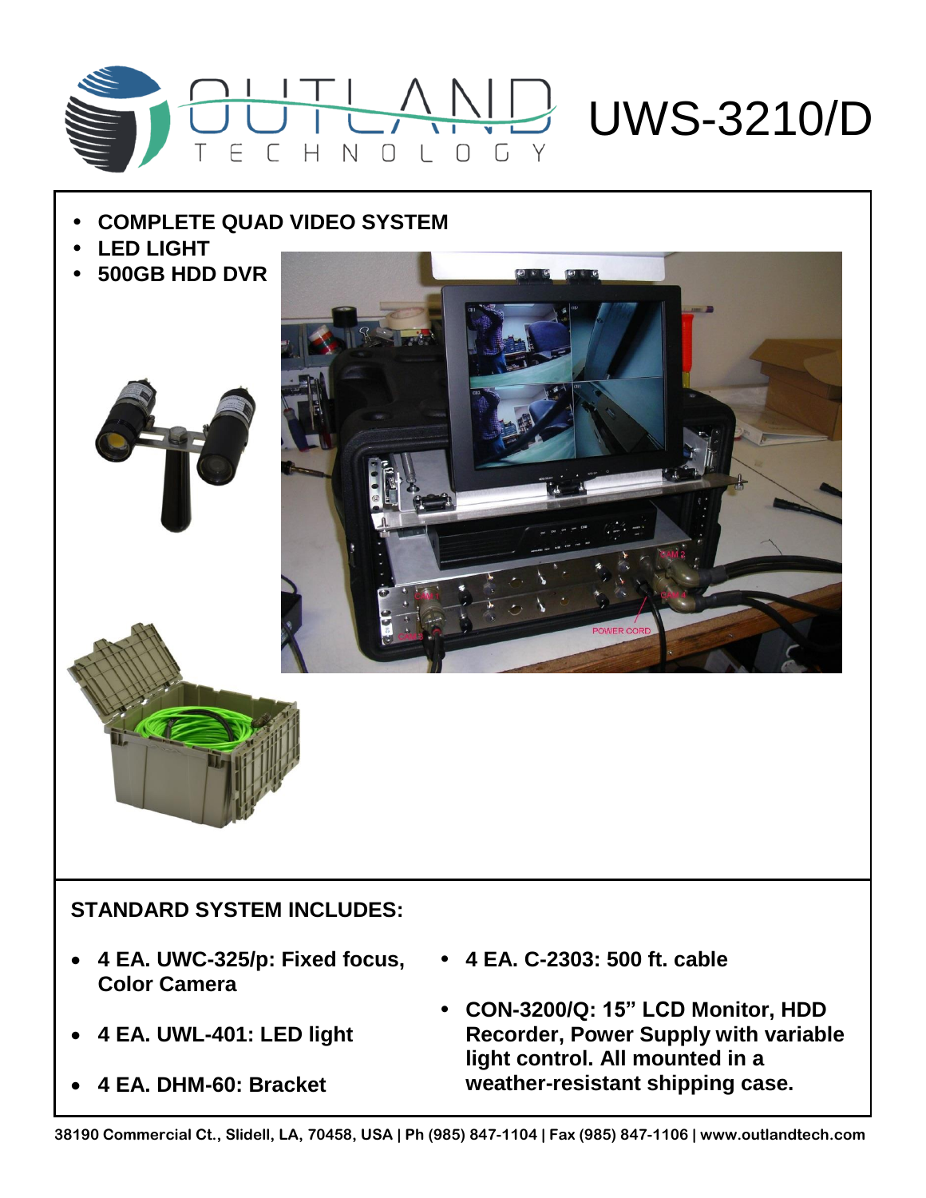# OUTLAND TECHNOLOGY UWS-3210/D

- **COMPLETE QUAD VIDEO SYSTEM**
- **LED LIGHT**
- **500GB HDD DVR**

**STANDARD SYSTEM INCLUDES:**

- **4 EA. UWC-325/p: Fixed focus, Color Camera**
- **4 EA. UWL-401: LED light**
- **4 EA. DHM-60: Bracket**
- **4 EA. C-2303: 500 ft. cable**
- **CON-3200/Q: 15" LCD Monitor, HDD Recorder, Power Supply with variable light control. All mounted in a weather-resistant shipping case.**

**38190 Commercial Ct., Slidell, LA, 70458, USA | Ph (985) 847-1104 | Fax (985) 847-1106 | www.outlandtech.com**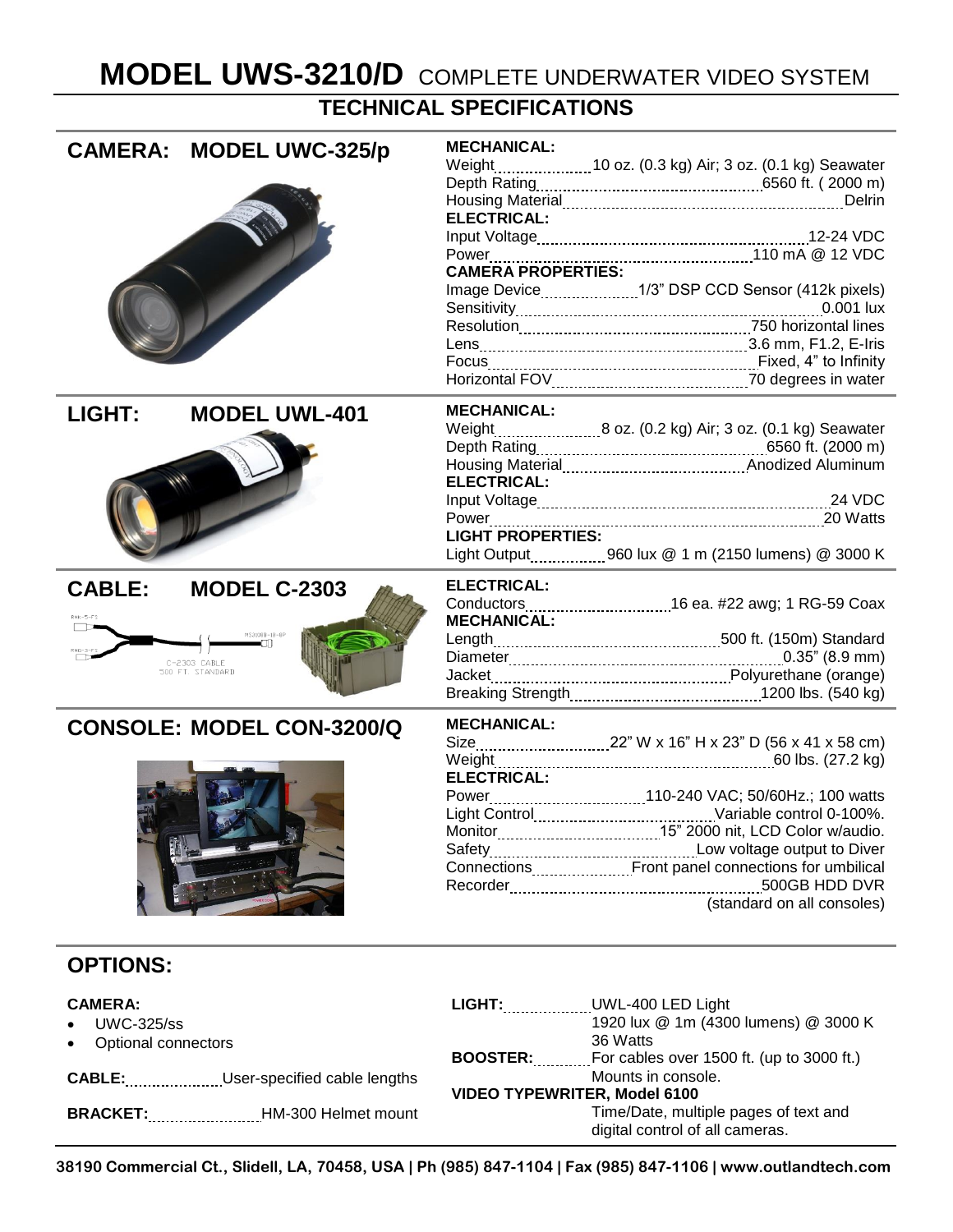# MODEL UWS-3210/D COMPLETE UNDERWATER VIDEO SYSTEM

## TECHNICAL SPECIFICATIONS

## CAMERA: MODEL UWC-325/p

**MECHANICAL:**

- Weight: 10 oz. (0.3 kg) Air; 3 oz. (0.1 kg) Seawater
- Depth Rating: 6560 ft. ( 2000 m)
- Housing Material: Delrin

**ELECTRICAL:**

- Input Voltage: 12-24 VDC
- Power: 110 mA @ 12 VDC

**CAMERA PROPERTIES:**

- Image Device: 1/3" DSP CCD Sensor (412k pixels)
- Sensitivity: 0.001 lux
- Resolution: 750 horizontal lines
- Lens: 3.6 mm, F1.2, E-Iris
- Focus: Fixed, 4" to Infinity
- Horizontal FOV: 70 degrees in water

## LIGHT: MODEL UWL-401

**MECHANICAL:**

- Weight: 8 oz. (0.2 kg) Air; 3 oz. (0.1 kg) Seawater
- Depth Rating: 6560 ft. (2000 m)
- Housing Material: Anodized Aluminum

**ELECTRICAL:**

- Input Voltage: 24 VDC
- Power: 20 Watts

**LIGHT PROPERTIES:**

- Light Output: 960 lux @ 1 m (2150 lumens) @ 3000 K

## CABLE: MODEL C-2303

**ELECTRICAL:**

- Conductors: 16 ea. #22 awg; 1 RG-59 Coax

**MECHANICAL:**

- Length: 500 ft. (150m) Standard
- Diameter: 0.35" (8.9 mm)
- Jacket: Polyurethane (orange)
- Breaking Strength: 1200 lbs. (540 kg)

## CONSOLE: MODEL CON-3200/Q

**MECHANICAL:**

- Size: 22" W x 16" H x 23" D (56 x 41 x 58 cm)
- Weight: 60 lbs. (27.2 kg)

**ELECTRICAL:**

- Power: 110-240 VAC; 50/60Hz.; 100 watts
- Light Control: Variable control 0-100%.
- Monitor: 15" 2000 nit, LCD Color w/audio.
- Safety: Low voltage output to Diver
- Connections: Front panel connections for umbilical
- Recorder: 500GB HDD DVR (standard on all consoles)

## OPTIONS:

**CAMERA:**

- UWC-325/ss
- Optional connectors

**CABLE:** User-specified cable lengths

**BRACKET:** HM-300 Helmet mount

**LIGHT:** UWL-400 LED Light
1920 lux @ 1m (4300 lumens) @ 3000 K
36 Watts

**BOOSTER:** For cables over 1500 ft. (up to 3000 ft.)
Mounts in console.

**VIDEO TYPEWRITER, Model 6100**
Time/Date, multiple pages of text and digital control of all cameras.

38190 Commercial Ct., Slidell, LA, 70458, USA | Ph (985) 847-1104 | Fax (985) 847-1106 | www.outlandtech.com